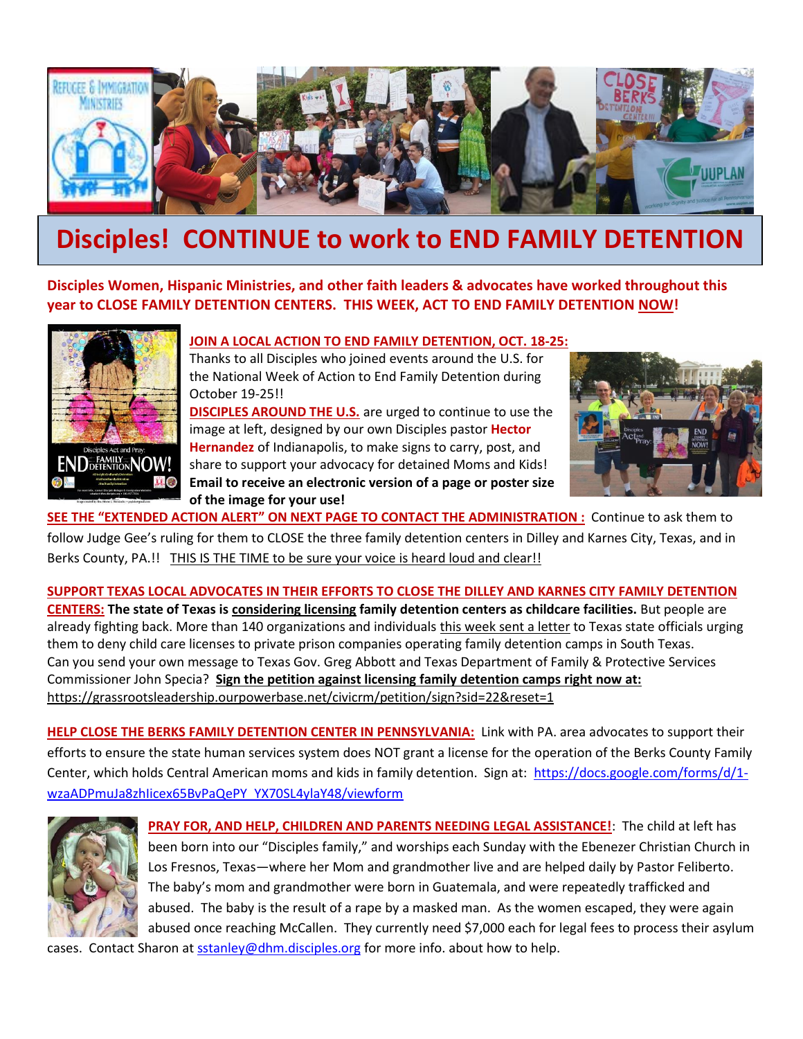# Disciples! CONTINUE to work to END FAMILY DETENTION

**Disciples Women, Hispanic Ministries, and other faith leaders & advocates have worked throughout this year to CLOSE FAMILY DETENTION CENTERS. THIS WEEK, ACT TO END FAMILY DETENTION NOW!**

**JOIN A LOCAL ACTION TO END FAMILY DETENTION, OCT. 18-25:** Thanks to all Disciples who joined events around the U.S. for the National Week of Action to End Family Detention during October 19-25!!

**DISCIPLES AROUND THE U.S.** are urged to continue to use the image at left, designed by our own Disciples pastor **Hector Hernandez** of Indianapolis, to make signs to carry, post, and share to support your advocacy for detained Moms and Kids! **Email to receive an electronic version of a page or poster size of the image for your use!**

**SEE THE "EXTENDED ACTION ALERT" ON NEXT PAGE TO CONTACT THE ADMINISTRATION :** Continue to ask them to follow Judge Gee's ruling for them to CLOSE the three family detention centers in Dilley and Karnes City, Texas, and in Berks County, PA.!! THIS IS THE TIME to be sure your voice is heard loud and clear!!

**SUPPORT TEXAS LOCAL ADVOCATES IN THEIR EFFORTS TO CLOSE THE DILLEY AND KARNES CITY FAMILY DETENTION CENTERS:** **The state of Texas is considering licensing family detention centers as childcare facilities.** But people are already fighting back. More than 140 organizations and individuals this week sent a letter to Texas state officials urging them to deny child care licenses to private prison companies operating family detention camps in South Texas. Can you send your own message to Texas Gov. Greg Abbott and Texas Department of Family & Protective Services Commissioner John Specia? **Sign the petition against licensing family detention camps right now at:** https://grassrootsleadership.ourpowerbase.net/civicrm/petition/sign?sid=22&reset=1

**HELP CLOSE THE BERKS FAMILY DETENTION CENTER IN PENNSYLVANIA:** Link with PA. area advocates to support their efforts to ensure the state human services system does NOT grant a license for the operation of the Berks County Family Center, which holds Central American moms and kids in family detention. Sign at: https://docs.google.com/forms/d/1-wzaADPmuJa8zhIicex65BvPaQePY_YX70SL4ylaY48/viewform

**PRAY FOR, AND HELP, CHILDREN AND PARENTS NEEDING LEGAL ASSISTANCE!**: The child at left has been born into our "Disciples family," and worships each Sunday with the Ebenezer Christian Church in Los Fresnos, Texas—where her Mom and grandmother live and are helped daily by Pastor Feliberto. The baby's mom and grandmother were born in Guatemala, and were repeatedly trafficked and abused. The baby is the result of a rape by a masked man. As the women escaped, they were again abused once reaching McCallen. They currently need $7,000 each for legal fees to process their asylum cases. Contact Sharon at sstanley@dhm.disciples.org for more info. about how to help.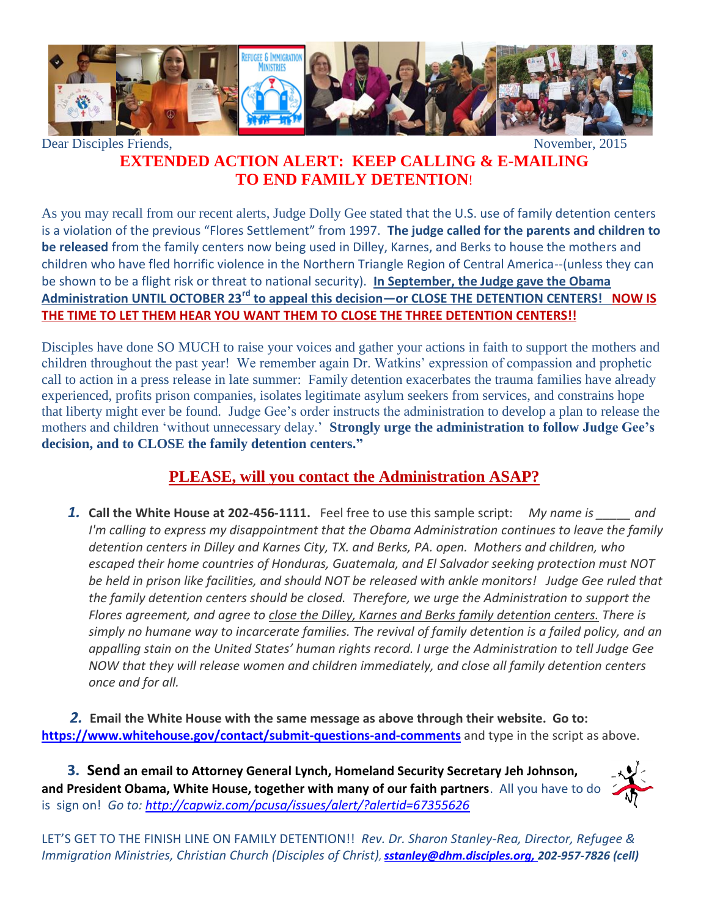Dear Disciples Friends, November, 2015

# EXTENDED ACTION ALERT: KEEP CALLING & E-MAILING TO END FAMILY DETENTION!

As you may recall from our recent alerts, Judge Dolly Gee stated that the U.S. use of family detention centers is a violation of the previous "Flores Settlement" from 1997. **The judge called for the parents and children to be released** from the family centers now being used in Dilley, Karnes, and Berks to house the mothers and children who have fled horrific violence in the Northern Triangle Region of Central America--(unless they can be shown to be a flight risk or threat to national security). **In September, the Judge gave the Obama Administration UNTIL OCTOBER 23rd to appeal this decision—or CLOSE THE DETENTION CENTERS! NOW IS THE TIME TO LET THEM HEAR YOU WANT THEM TO CLOSE THE THREE DETENTION CENTERS!!**

Disciples have done SO MUCH to raise your voices and gather your actions in faith to support the mothers and children throughout the past year! We remember again Dr. Watkins' expression of compassion and prophetic call to action in a press release in late summer: Family detention exacerbates the trauma families have already experienced, profits prison companies, isolates legitimate asylum seekers from services, and constrains hope that liberty might ever be found. Judge Gee's order instructs the administration to develop a plan to release the mothers and children 'without unnecessary delay.' **Strongly urge the administration to follow Judge Gee's decision, and to CLOSE the family detention centers."**

## PLEASE, will you contact the Administration ASAP?

1. **Call the White House at 202-456-1111.** Feel free to use this sample script: *My name is _____ and I'm calling to express my disappointment that the Obama Administration continues to leave the family detention centers in Dilley and Karnes City, TX. and Berks, PA. open. Mothers and children, who escaped their home countries of Honduras, Guatemala, and El Salvador seeking protection must NOT be held in prison like facilities, and should NOT be released with ankle monitors! Judge Gee ruled that the family detention centers should be closed. Therefore, we urge the Administration to support the Flores agreement, and agree to close the Dilley, Karnes and Berks family detention centers. There is simply no humane way to incarcerate families. The revival of family detention is a failed policy, and an appalling stain on the United States' human rights record. I urge the Administration to tell Judge Gee NOW that they will release women and children immediately, and close all family detention centers once and for all.*

2. **Email the White House with the same message as above through their website. Go to:** **https://www.whitehouse.gov/contact/submit-questions-and-comments** and type in the script as above.

3. **Send an email to Attorney General Lynch, Homeland Security Secretary Jeh Johnson, and President Obama, White House, together with many of our faith partners**. All you have to do is sign on! *Go to: http://capwiz.com/pcusa/issues/alert/?alertid=67355626*

LET'S GET TO THE FINISH LINE ON FAMILY DETENTION!! *Rev. Dr. Sharon Stanley-Rea, Director, Refugee & Immigration Ministries, Christian Church (Disciples of Christ),* ***sstanley@dhm.disciples.org, 202-957-7826 (cell)***